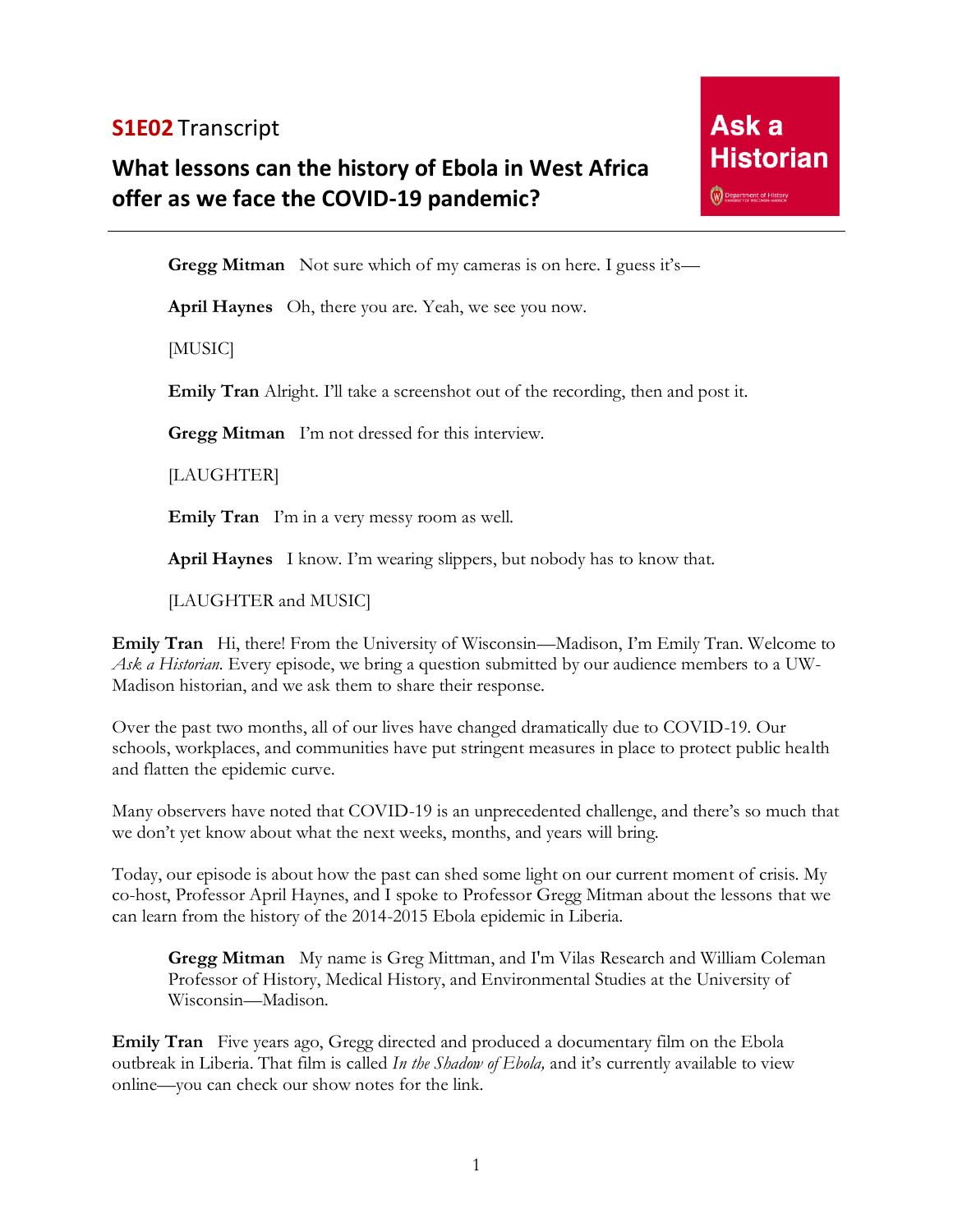**S1E02** Transcript

# What lessons can the history of Ebola in West Africa offer as we face the COVID-19 pandemic?

Ask a Historian

> **Gregg Mitman** Not sure which of my cameras is on here. I guess it's—
>
> **April Haynes** Oh, there you are. Yeah, we see you now.
>
> [MUSIC]
>
> **Emily Tran** Alright. I'll take a screenshot out of the recording, then and post it.
>
> **Gregg Mitman** I'm not dressed for this interview.
>
> [LAUGHTER]
>
> **Emily Tran** I'm in a very messy room as well.
>
> **April Haynes** I know. I'm wearing slippers, but nobody has to know that.
>
> [LAUGHTER and MUSIC]

**Emily Tran** Hi, there! From the University of Wisconsin—Madison, I'm Emily Tran. Welcome to *Ask a Historian*. Every episode, we bring a question submitted by our audience members to a UW-Madison historian, and we ask them to share their response.

Over the past two months, all of our lives have changed dramatically due to COVID-19. Our schools, workplaces, and communities have put stringent measures in place to protect public health and flatten the epidemic curve.

Many observers have noted that COVID-19 is an unprecedented challenge, and there's so much that we don't yet know about what the next weeks, months, and years will bring.

Today, our episode is about how the past can shed some light on our current moment of crisis. My co-host, Professor April Haynes, and I spoke to Professor Gregg Mitman about the lessons that we can learn from the history of the 2014-2015 Ebola epidemic in Liberia.

> **Gregg Mitman** My name is Greg Mittman, and I'm Vilas Research and William Coleman Professor of History, Medical History, and Environmental Studies at the University of Wisconsin—Madison.

**Emily Tran** Five years ago, Gregg directed and produced a documentary film on the Ebola outbreak in Liberia. That film is called *In the Shadow of Ebola,* and it's currently available to view online—you can check our show notes for the link.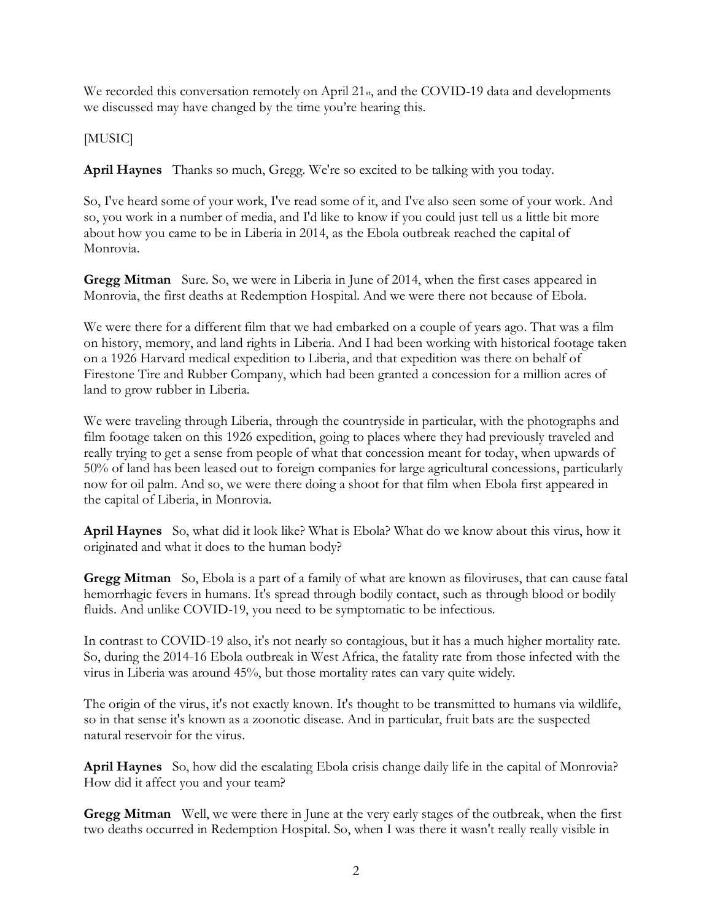We recorded this conversation remotely on April 21st, and the COVID-19 data and developments we discussed may have changed by the time you're hearing this.

[MUSIC]

**April Haynes** Thanks so much, Gregg. We're so excited to be talking with you today.

So, I've heard some of your work, I've read some of it, and I've also seen some of your work. And so, you work in a number of media, and I'd like to know if you could just tell us a little bit more about how you came to be in Liberia in 2014, as the Ebola outbreak reached the capital of Monrovia.

**Gregg Mitman** Sure. So, we were in Liberia in June of 2014, when the first cases appeared in Monrovia, the first deaths at Redemption Hospital. And we were there not because of Ebola.

We were there for a different film that we had embarked on a couple of years ago. That was a film on history, memory, and land rights in Liberia. And I had been working with historical footage taken on a 1926 Harvard medical expedition to Liberia, and that expedition was there on behalf of Firestone Tire and Rubber Company, which had been granted a concession for a million acres of land to grow rubber in Liberia.

We were traveling through Liberia, through the countryside in particular, with the photographs and film footage taken on this 1926 expedition, going to places where they had previously traveled and really trying to get a sense from people of what that concession meant for today, when upwards of 50% of land has been leased out to foreign companies for large agricultural concessions, particularly now for oil palm. And so, we were there doing a shoot for that film when Ebola first appeared in the capital of Liberia, in Monrovia.

**April Haynes** So, what did it look like? What is Ebola? What do we know about this virus, how it originated and what it does to the human body?

**Gregg Mitman** So, Ebola is a part of a family of what are known as filoviruses, that can cause fatal hemorrhagic fevers in humans. It's spread through bodily contact, such as through blood or bodily fluids. And unlike COVID-19, you need to be symptomatic to be infectious.

In contrast to COVID-19 also, it's not nearly so contagious, but it has a much higher mortality rate. So, during the 2014-16 Ebola outbreak in West Africa, the fatality rate from those infected with the virus in Liberia was around 45%, but those mortality rates can vary quite widely.

The origin of the virus, it's not exactly known. It's thought to be transmitted to humans via wildlife, so in that sense it's known as a zoonotic disease. And in particular, fruit bats are the suspected natural reservoir for the virus.

**April Haynes** So, how did the escalating Ebola crisis change daily life in the capital of Monrovia? How did it affect you and your team?

**Gregg Mitman** Well, we were there in June at the very early stages of the outbreak, when the first two deaths occurred in Redemption Hospital. So, when I was there it wasn't really really visible in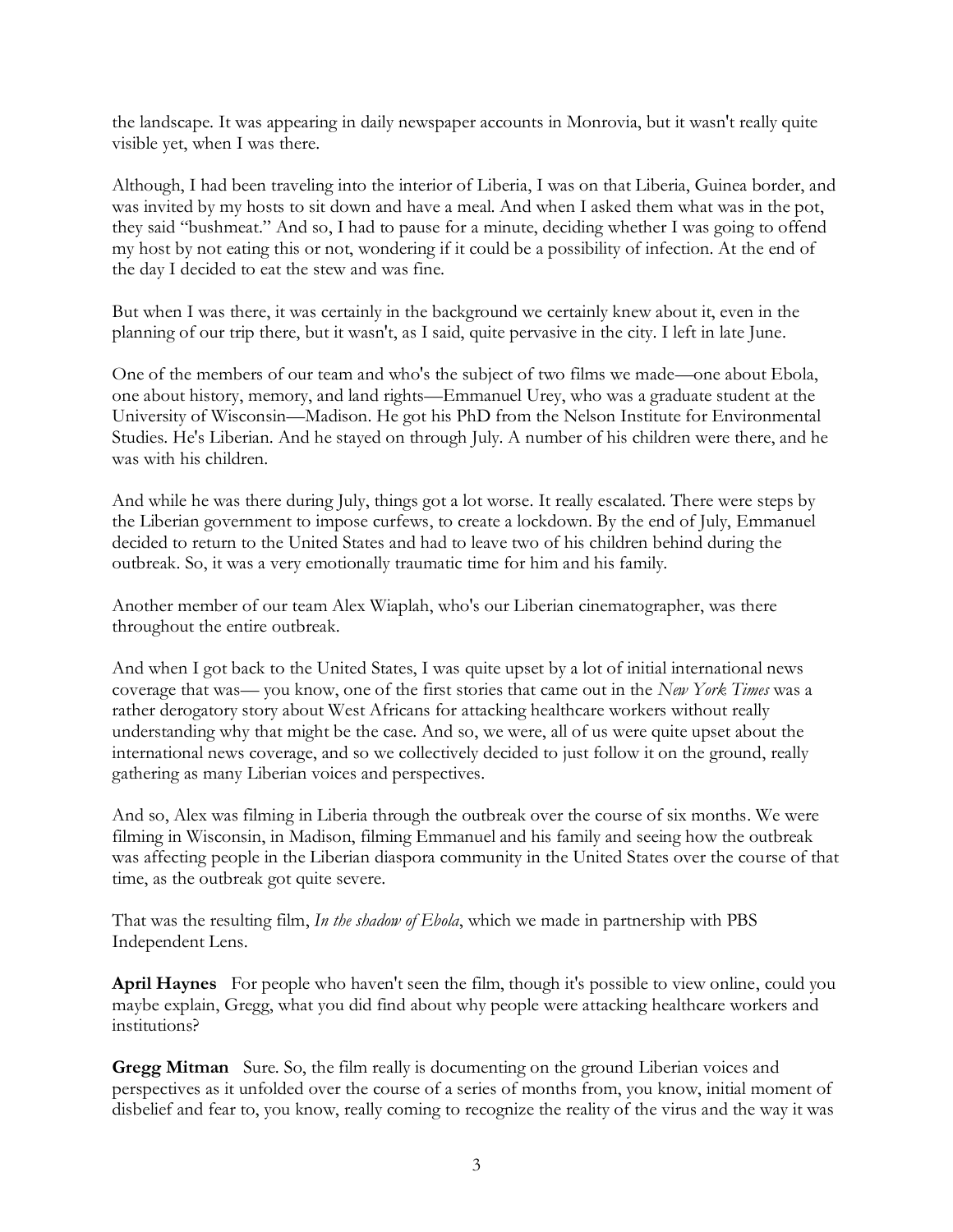the landscape. It was appearing in daily newspaper accounts in Monrovia, but it wasn't really quite visible yet, when I was there.

Although, I had been traveling into the interior of Liberia, I was on that Liberia, Guinea border, and was invited by my hosts to sit down and have a meal. And when I asked them what was in the pot, they said "bushmeat." And so, I had to pause for a minute, deciding whether I was going to offend my host by not eating this or not, wondering if it could be a possibility of infection. At the end of the day I decided to eat the stew and was fine.

But when I was there, it was certainly in the background we certainly knew about it, even in the planning of our trip there, but it wasn't, as I said, quite pervasive in the city. I left in late June.

One of the members of our team and who's the subject of two films we made—one about Ebola, one about history, memory, and land rights—Emmanuel Urey, who was a graduate student at the University of Wisconsin—Madison. He got his PhD from the Nelson Institute for Environmental Studies. He's Liberian. And he stayed on through July. A number of his children were there, and he was with his children.

And while he was there during July, things got a lot worse. It really escalated. There were steps by the Liberian government to impose curfews, to create a lockdown. By the end of July, Emmanuel decided to return to the United States and had to leave two of his children behind during the outbreak. So, it was a very emotionally traumatic time for him and his family.

Another member of our team Alex Wiaplah, who's our Liberian cinematographer, was there throughout the entire outbreak.

And when I got back to the United States, I was quite upset by a lot of initial international news coverage that was— you know, one of the first stories that came out in the *New York Times* was a rather derogatory story about West Africans for attacking healthcare workers without really understanding why that might be the case. And so, we were, all of us were quite upset about the international news coverage, and so we collectively decided to just follow it on the ground, really gathering as many Liberian voices and perspectives.

And so, Alex was filming in Liberia through the outbreak over the course of six months. We were filming in Wisconsin, in Madison, filming Emmanuel and his family and seeing how the outbreak was affecting people in the Liberian diaspora community in the United States over the course of that time, as the outbreak got quite severe.

That was the resulting film, *In the shadow of Ebola*, which we made in partnership with PBS Independent Lens.

**April Haynes** For people who haven't seen the film, though it's possible to view online, could you maybe explain, Gregg, what you did find about why people were attacking healthcare workers and institutions?

**Gregg Mitman** Sure. So, the film really is documenting on the ground Liberian voices and perspectives as it unfolded over the course of a series of months from, you know, initial moment of disbelief and fear to, you know, really coming to recognize the reality of the virus and the way it was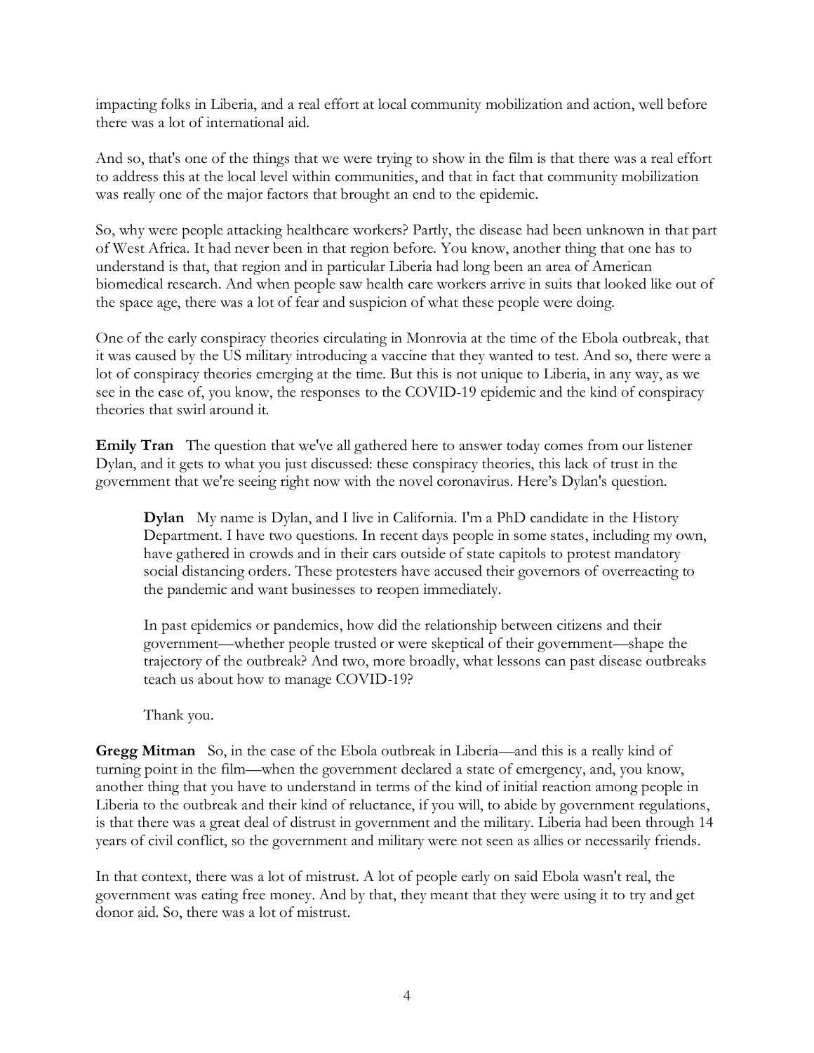impacting folks in Liberia, and a real effort at local community mobilization and action, well before there was a lot of international aid.

And so, that's one of the things that we were trying to show in the film is that there was a real effort to address this at the local level within communities, and that in fact that community mobilization was really one of the major factors that brought an end to the epidemic.

So, why were people attacking healthcare workers? Partly, the disease had been unknown in that part of West Africa. It had never been in that region before. You know, another thing that one has to understand is that, that region and in particular Liberia had long been an area of American biomedical research. And when people saw health care workers arrive in suits that looked like out of the space age, there was a lot of fear and suspicion of what these people were doing.

One of the early conspiracy theories circulating in Monrovia at the time of the Ebola outbreak, that it was caused by the US military introducing a vaccine that they wanted to test. And so, there were a lot of conspiracy theories emerging at the time. But this is not unique to Liberia, in any way, as we see in the case of, you know, the responses to the COVID-19 epidemic and the kind of conspiracy theories that swirl around it.

**Emily Tran** The question that we've all gathered here to answer today comes from our listener Dylan, and it gets to what you just discussed: these conspiracy theories, this lack of trust in the government that we're seeing right now with the novel coronavirus. Here's Dylan's question.

> **Dylan** My name is Dylan, and I live in California. I'm a PhD candidate in the History Department. I have two questions. In recent days people in some states, including my own, have gathered in crowds and in their cars outside of state capitols to protest mandatory social distancing orders. These protesters have accused their governors of overreacting to the pandemic and want businesses to reopen immediately.
>
> In past epidemics or pandemics, how did the relationship between citizens and their government—whether people trusted or were skeptical of their government—shape the trajectory of the outbreak? And two, more broadly, what lessons can past disease outbreaks teach us about how to manage COVID-19?
>
> Thank you.

**Gregg Mitman** So, in the case of the Ebola outbreak in Liberia—and this is a really kind of turning point in the film—when the government declared a state of emergency, and, you know, another thing that you have to understand in terms of the kind of initial reaction among people in Liberia to the outbreak and their kind of reluctance, if you will, to abide by government regulations, is that there was a great deal of distrust in government and the military. Liberia had been through 14 years of civil conflict, so the government and military were not seen as allies or necessarily friends.

In that context, there was a lot of mistrust. A lot of people early on said Ebola wasn't real, the government was eating free money. And by that, they meant that they were using it to try and get donor aid. So, there was a lot of mistrust.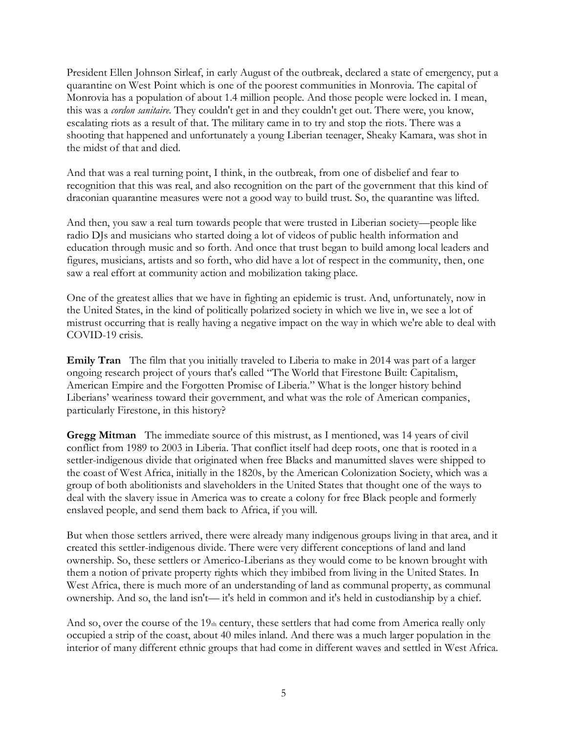President Ellen Johnson Sirleaf, in early August of the outbreak, declared a state of emergency, put a quarantine on West Point which is one of the poorest communities in Monrovia. The capital of Monrovia has a population of about 1.4 million people. And those people were locked in. I mean, this was a *cordon sanitaire*. They couldn't get in and they couldn't get out. There were, you know, escalating riots as a result of that. The military came in to try and stop the riots. There was a shooting that happened and unfortunately a young Liberian teenager, Sheaky Kamara, was shot in the midst of that and died.

And that was a real turning point, I think, in the outbreak, from one of disbelief and fear to recognition that this was real, and also recognition on the part of the government that this kind of draconian quarantine measures were not a good way to build trust. So, the quarantine was lifted.

And then, you saw a real turn towards people that were trusted in Liberian society—people like radio DJs and musicians who started doing a lot of videos of public health information and education through music and so forth. And once that trust began to build among local leaders and figures, musicians, artists and so forth, who did have a lot of respect in the community, then, one saw a real effort at community action and mobilization taking place.

One of the greatest allies that we have in fighting an epidemic is trust. And, unfortunately, now in the United States, in the kind of politically polarized society in which we live in, we see a lot of mistrust occurring that is really having a negative impact on the way in which we're able to deal with COVID-19 crisis.

**Emily Tran** The film that you initially traveled to Liberia to make in 2014 was part of a larger ongoing research project of yours that's called "The World that Firestone Built: Capitalism, American Empire and the Forgotten Promise of Liberia." What is the longer history behind Liberians' weariness toward their government, and what was the role of American companies, particularly Firestone, in this history?

**Gregg Mitman** The immediate source of this mistrust, as I mentioned, was 14 years of civil conflict from 1989 to 2003 in Liberia. That conflict itself had deep roots, one that is rooted in a settler-indigenous divide that originated when free Blacks and manumitted slaves were shipped to the coast of West Africa, initially in the 1820s, by the American Colonization Society, which was a group of both abolitionists and slaveholders in the United States that thought one of the ways to deal with the slavery issue in America was to create a colony for free Black people and formerly enslaved people, and send them back to Africa, if you will.

But when those settlers arrived, there were already many indigenous groups living in that area, and it created this settler-indigenous divide. There were very different conceptions of land and land ownership. So, these settlers or Americo-Liberians as they would come to be known brought with them a notion of private property rights which they imbibed from living in the United States. In West Africa, there is much more of an understanding of land as communal property, as communal ownership. And so, the land isn't— it's held in common and it's held in custodianship by a chief.

And so, over the course of the 19th century, these settlers that had come from America really only occupied a strip of the coast, about 40 miles inland. And there was a much larger population in the interior of many different ethnic groups that had come in different waves and settled in West Africa.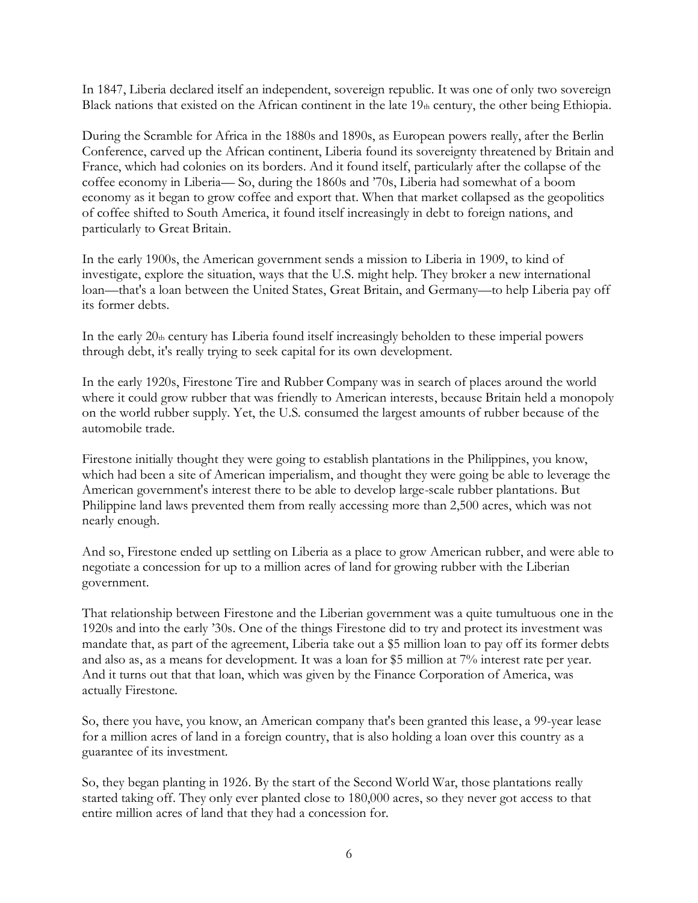In 1847, Liberia declared itself an independent, sovereign republic. It was one of only two sovereign Black nations that existed on the African continent in the late 19th century, the other being Ethiopia.

During the Scramble for Africa in the 1880s and 1890s, as European powers really, after the Berlin Conference, carved up the African continent, Liberia found its sovereignty threatened by Britain and France, which had colonies on its borders. And it found itself, particularly after the collapse of the coffee economy in Liberia— So, during the 1860s and '70s, Liberia had somewhat of a boom economy as it began to grow coffee and export that. When that market collapsed as the geopolitics of coffee shifted to South America, it found itself increasingly in debt to foreign nations, and particularly to Great Britain.

In the early 1900s, the American government sends a mission to Liberia in 1909, to kind of investigate, explore the situation, ways that the U.S. might help. They broker a new international loan—that's a loan between the United States, Great Britain, and Germany—to help Liberia pay off its former debts.

In the early 20th century has Liberia found itself increasingly beholden to these imperial powers through debt, it's really trying to seek capital for its own development.

In the early 1920s, Firestone Tire and Rubber Company was in search of places around the world where it could grow rubber that was friendly to American interests, because Britain held a monopoly on the world rubber supply. Yet, the U.S. consumed the largest amounts of rubber because of the automobile trade.

Firestone initially thought they were going to establish plantations in the Philippines, you know, which had been a site of American imperialism, and thought they were going be able to leverage the American government's interest there to be able to develop large-scale rubber plantations. But Philippine land laws prevented them from really accessing more than 2,500 acres, which was not nearly enough.

And so, Firestone ended up settling on Liberia as a place to grow American rubber, and were able to negotiate a concession for up to a million acres of land for growing rubber with the Liberian government.

That relationship between Firestone and the Liberian government was a quite tumultuous one in the 1920s and into the early '30s. One of the things Firestone did to try and protect its investment was mandate that, as part of the agreement, Liberia take out a $5 million loan to pay off its former debts and also as, as a means for development. It was a loan for $5 million at 7% interest rate per year. And it turns out that that loan, which was given by the Finance Corporation of America, was actually Firestone.

So, there you have, you know, an American company that's been granted this lease, a 99-year lease for a million acres of land in a foreign country, that is also holding a loan over this country as a guarantee of its investment.

So, they began planting in 1926. By the start of the Second World War, those plantations really started taking off. They only ever planted close to 180,000 acres, so they never got access to that entire million acres of land that they had a concession for.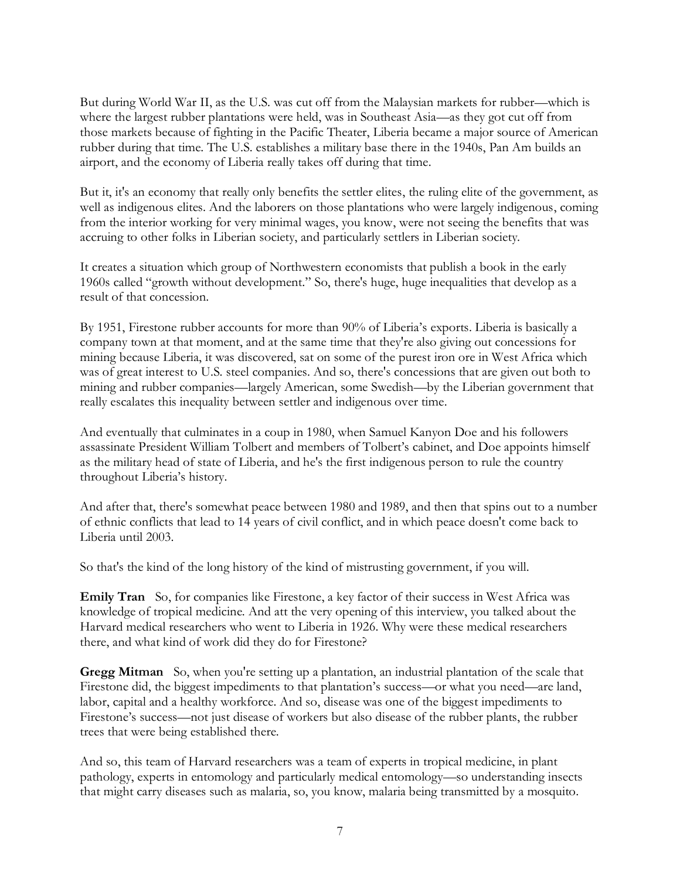But during World War II, as the U.S. was cut off from the Malaysian markets for rubber—which is where the largest rubber plantations were held, was in Southeast Asia—as they got cut off from those markets because of fighting in the Pacific Theater, Liberia became a major source of American rubber during that time. The U.S. establishes a military base there in the 1940s, Pan Am builds an airport, and the economy of Liberia really takes off during that time.

But it, it's an economy that really only benefits the settler elites, the ruling elite of the government, as well as indigenous elites. And the laborers on those plantations who were largely indigenous, coming from the interior working for very minimal wages, you know, were not seeing the benefits that was accruing to other folks in Liberian society, and particularly settlers in Liberian society.

It creates a situation which group of Northwestern economists that publish a book in the early 1960s called "growth without development." So, there's huge, huge inequalities that develop as a result of that concession.

By 1951, Firestone rubber accounts for more than 90% of Liberia's exports. Liberia is basically a company town at that moment, and at the same time that they're also giving out concessions for mining because Liberia, it was discovered, sat on some of the purest iron ore in West Africa which was of great interest to U.S. steel companies. And so, there's concessions that are given out both to mining and rubber companies—largely American, some Swedish—by the Liberian government that really escalates this inequality between settler and indigenous over time.

And eventually that culminates in a coup in 1980, when Samuel Kanyon Doe and his followers assassinate President William Tolbert and members of Tolbert's cabinet, and Doe appoints himself as the military head of state of Liberia, and he's the first indigenous person to rule the country throughout Liberia's history.

And after that, there's somewhat peace between 1980 and 1989, and then that spins out to a number of ethnic conflicts that lead to 14 years of civil conflict, and in which peace doesn't come back to Liberia until 2003.

So that's the kind of the long history of the kind of mistrusting government, if you will.

**Emily Tran** So, for companies like Firestone, a key factor of their success in West Africa was knowledge of tropical medicine. And att the very opening of this interview, you talked about the Harvard medical researchers who went to Liberia in 1926. Why were these medical researchers there, and what kind of work did they do for Firestone?

**Gregg Mitman** So, when you're setting up a plantation, an industrial plantation of the scale that Firestone did, the biggest impediments to that plantation's success—or what you need—are land, labor, capital and a healthy workforce. And so, disease was one of the biggest impediments to Firestone's success—not just disease of workers but also disease of the rubber plants, the rubber trees that were being established there.

And so, this team of Harvard researchers was a team of experts in tropical medicine, in plant pathology, experts in entomology and particularly medical entomology—so understanding insects that might carry diseases such as malaria, so, you know, malaria being transmitted by a mosquito.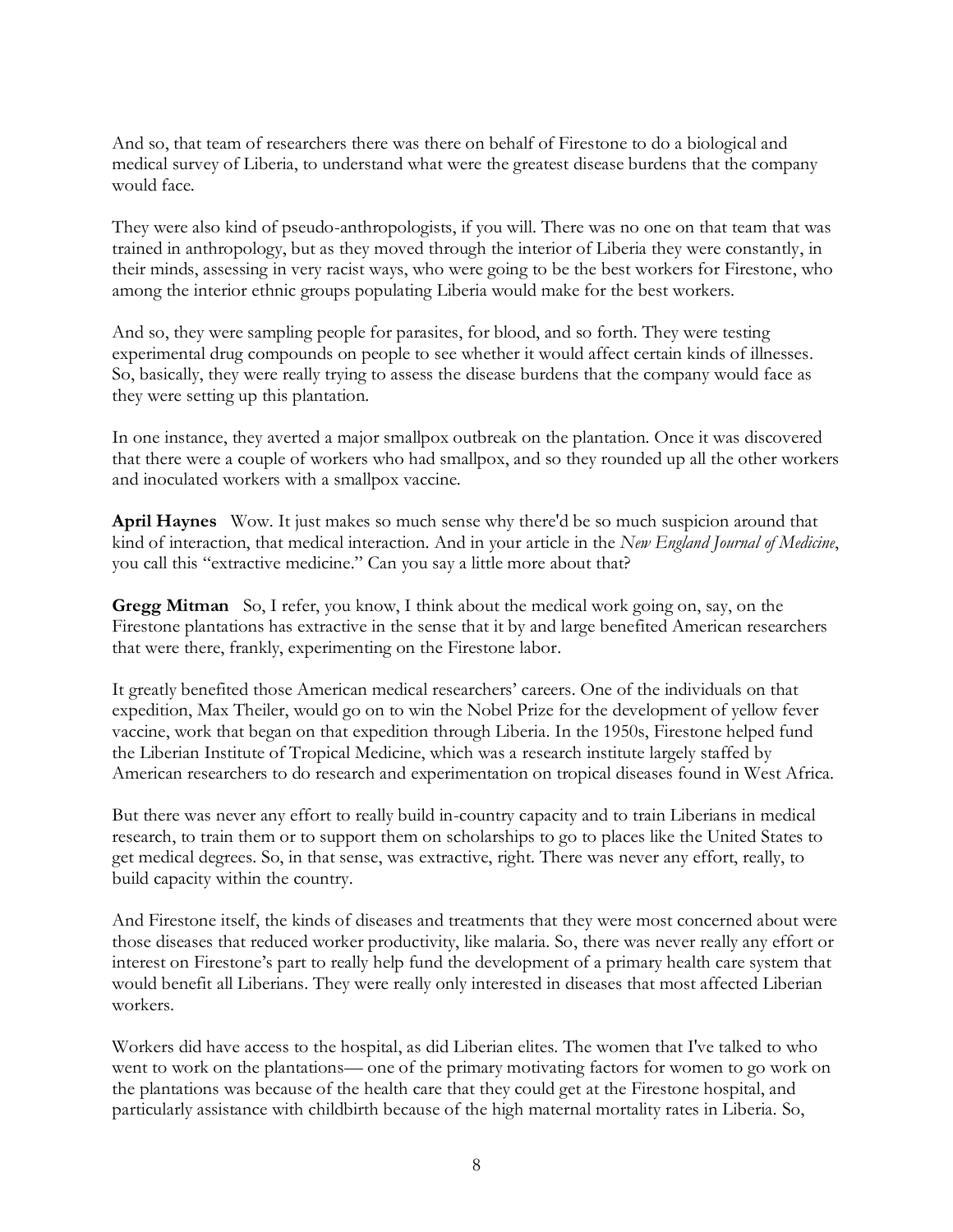And so, that team of researchers there was there on behalf of Firestone to do a biological and medical survey of Liberia, to understand what were the greatest disease burdens that the company would face.

They were also kind of pseudo-anthropologists, if you will. There was no one on that team that was trained in anthropology, but as they moved through the interior of Liberia they were constantly, in their minds, assessing in very racist ways, who were going to be the best workers for Firestone, who among the interior ethnic groups populating Liberia would make for the best workers.

And so, they were sampling people for parasites, for blood, and so forth. They were testing experimental drug compounds on people to see whether it would affect certain kinds of illnesses. So, basically, they were really trying to assess the disease burdens that the company would face as they were setting up this plantation.

In one instance, they averted a major smallpox outbreak on the plantation. Once it was discovered that there were a couple of workers who had smallpox, and so they rounded up all the other workers and inoculated workers with a smallpox vaccine.

**April Haynes** Wow. It just makes so much sense why there'd be so much suspicion around that kind of interaction, that medical interaction. And in your article in the *New England Journal of Medicine*, you call this "extractive medicine." Can you say a little more about that?

**Gregg Mitman** So, I refer, you know, I think about the medical work going on, say, on the Firestone plantations has extractive in the sense that it by and large benefited American researchers that were there, frankly, experimenting on the Firestone labor.

It greatly benefited those American medical researchers' careers. One of the individuals on that expedition, Max Theiler, would go on to win the Nobel Prize for the development of yellow fever vaccine, work that began on that expedition through Liberia. In the 1950s, Firestone helped fund the Liberian Institute of Tropical Medicine, which was a research institute largely staffed by American researchers to do research and experimentation on tropical diseases found in West Africa.

But there was never any effort to really build in-country capacity and to train Liberians in medical research, to train them or to support them on scholarships to go to places like the United States to get medical degrees. So, in that sense, was extractive, right. There was never any effort, really, to build capacity within the country.

And Firestone itself, the kinds of diseases and treatments that they were most concerned about were those diseases that reduced worker productivity, like malaria. So, there was never really any effort or interest on Firestone's part to really help fund the development of a primary health care system that would benefit all Liberians. They were really only interested in diseases that most affected Liberian workers.

Workers did have access to the hospital, as did Liberian elites. The women that I've talked to who went to work on the plantations— one of the primary motivating factors for women to go work on the plantations was because of the health care that they could get at the Firestone hospital, and particularly assistance with childbirth because of the high maternal mortality rates in Liberia. So,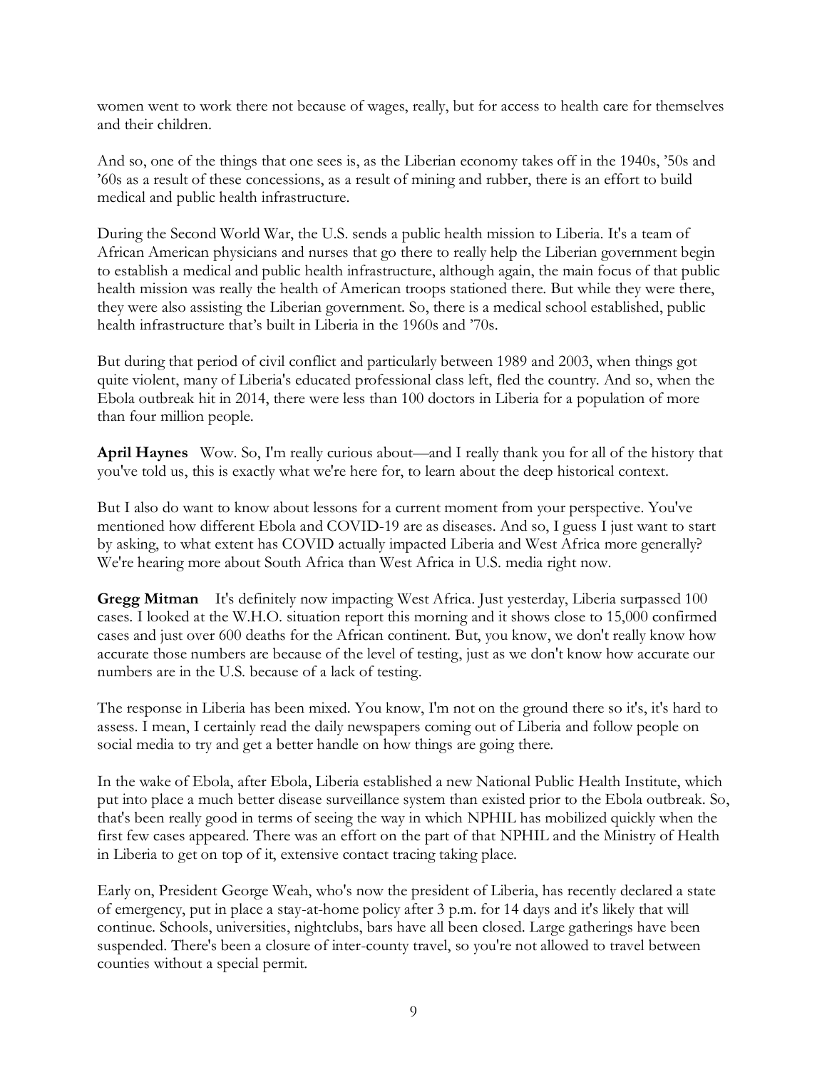women went to work there not because of wages, really, but for access to health care for themselves and their children.

And so, one of the things that one sees is, as the Liberian economy takes off in the 1940s, '50s and '60s as a result of these concessions, as a result of mining and rubber, there is an effort to build medical and public health infrastructure.

During the Second World War, the U.S. sends a public health mission to Liberia. It's a team of African American physicians and nurses that go there to really help the Liberian government begin to establish a medical and public health infrastructure, although again, the main focus of that public health mission was really the health of American troops stationed there. But while they were there, they were also assisting the Liberian government. So, there is a medical school established, public health infrastructure that's built in Liberia in the 1960s and '70s.

But during that period of civil conflict and particularly between 1989 and 2003, when things got quite violent, many of Liberia's educated professional class left, fled the country. And so, when the Ebola outbreak hit in 2014, there were less than 100 doctors in Liberia for a population of more than four million people.

**April Haynes** Wow. So, I'm really curious about—and I really thank you for all of the history that you've told us, this is exactly what we're here for, to learn about the deep historical context.

But I also do want to know about lessons for a current moment from your perspective. You've mentioned how different Ebola and COVID-19 are as diseases. And so, I guess I just want to start by asking, to what extent has COVID actually impacted Liberia and West Africa more generally? We're hearing more about South Africa than West Africa in U.S. media right now.

**Gregg Mitman** It's definitely now impacting West Africa. Just yesterday, Liberia surpassed 100 cases. I looked at the W.H.O. situation report this morning and it shows close to 15,000 confirmed cases and just over 600 deaths for the African continent. But, you know, we don't really know how accurate those numbers are because of the level of testing, just as we don't know how accurate our numbers are in the U.S. because of a lack of testing.

The response in Liberia has been mixed. You know, I'm not on the ground there so it's, it's hard to assess. I mean, I certainly read the daily newspapers coming out of Liberia and follow people on social media to try and get a better handle on how things are going there.

In the wake of Ebola, after Ebola, Liberia established a new National Public Health Institute, which put into place a much better disease surveillance system than existed prior to the Ebola outbreak. So, that's been really good in terms of seeing the way in which NPHIL has mobilized quickly when the first few cases appeared. There was an effort on the part of that NPHIL and the Ministry of Health in Liberia to get on top of it, extensive contact tracing taking place.

Early on, President George Weah, who's now the president of Liberia, has recently declared a state of emergency, put in place a stay-at-home policy after 3 p.m. for 14 days and it's likely that will continue. Schools, universities, nightclubs, bars have all been closed. Large gatherings have been suspended. There's been a closure of inter-county travel, so you're not allowed to travel between counties without a special permit.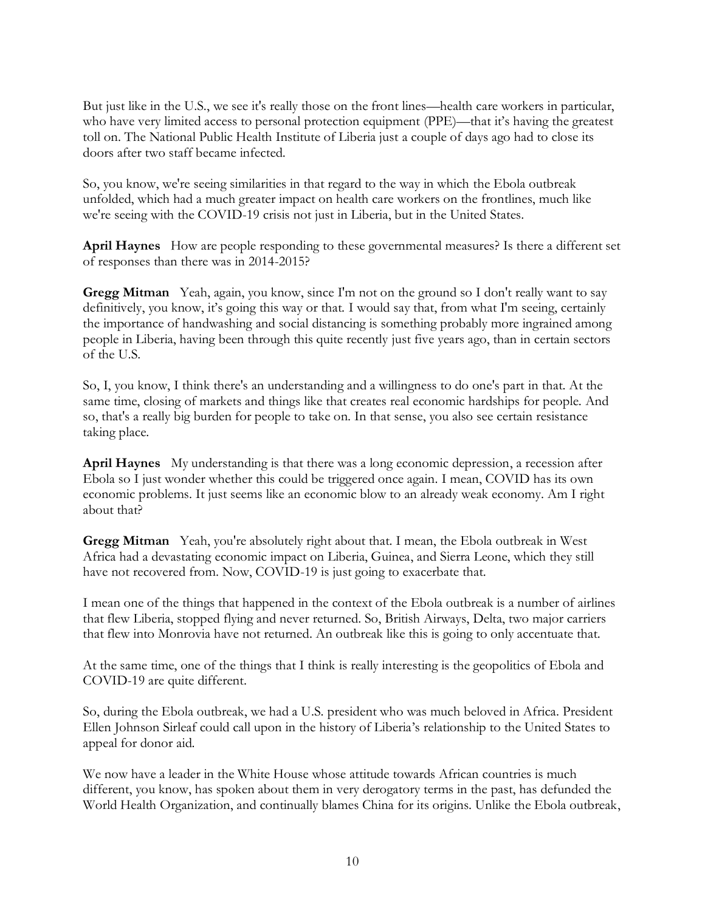But just like in the U.S., we see it's really those on the front lines—health care workers in particular, who have very limited access to personal protection equipment (PPE)—that it's having the greatest toll on. The National Public Health Institute of Liberia just a couple of days ago had to close its doors after two staff became infected.

So, you know, we're seeing similarities in that regard to the way in which the Ebola outbreak unfolded, which had a much greater impact on health care workers on the frontlines, much like we're seeing with the COVID-19 crisis not just in Liberia, but in the United States.

**April Haynes** How are people responding to these governmental measures? Is there a different set of responses than there was in 2014-2015?

**Gregg Mitman** Yeah, again, you know, since I'm not on the ground so I don't really want to say definitively, you know, it's going this way or that. I would say that, from what I'm seeing, certainly the importance of handwashing and social distancing is something probably more ingrained among people in Liberia, having been through this quite recently just five years ago, than in certain sectors of the U.S.

So, I, you know, I think there's an understanding and a willingness to do one's part in that. At the same time, closing of markets and things like that creates real economic hardships for people. And so, that's a really big burden for people to take on. In that sense, you also see certain resistance taking place.

**April Haynes** My understanding is that there was a long economic depression, a recession after Ebola so I just wonder whether this could be triggered once again. I mean, COVID has its own economic problems. It just seems like an economic blow to an already weak economy. Am I right about that?

**Gregg Mitman** Yeah, you're absolutely right about that. I mean, the Ebola outbreak in West Africa had a devastating economic impact on Liberia, Guinea, and Sierra Leone, which they still have not recovered from. Now, COVID-19 is just going to exacerbate that.

I mean one of the things that happened in the context of the Ebola outbreak is a number of airlines that flew Liberia, stopped flying and never returned. So, British Airways, Delta, two major carriers that flew into Monrovia have not returned. An outbreak like this is going to only accentuate that.

At the same time, one of the things that I think is really interesting is the geopolitics of Ebola and COVID-19 are quite different.

So, during the Ebola outbreak, we had a U.S. president who was much beloved in Africa. President Ellen Johnson Sirleaf could call upon in the history of Liberia's relationship to the United States to appeal for donor aid.

We now have a leader in the White House whose attitude towards African countries is much different, you know, has spoken about them in very derogatory terms in the past, has defunded the World Health Organization, and continually blames China for its origins. Unlike the Ebola outbreak,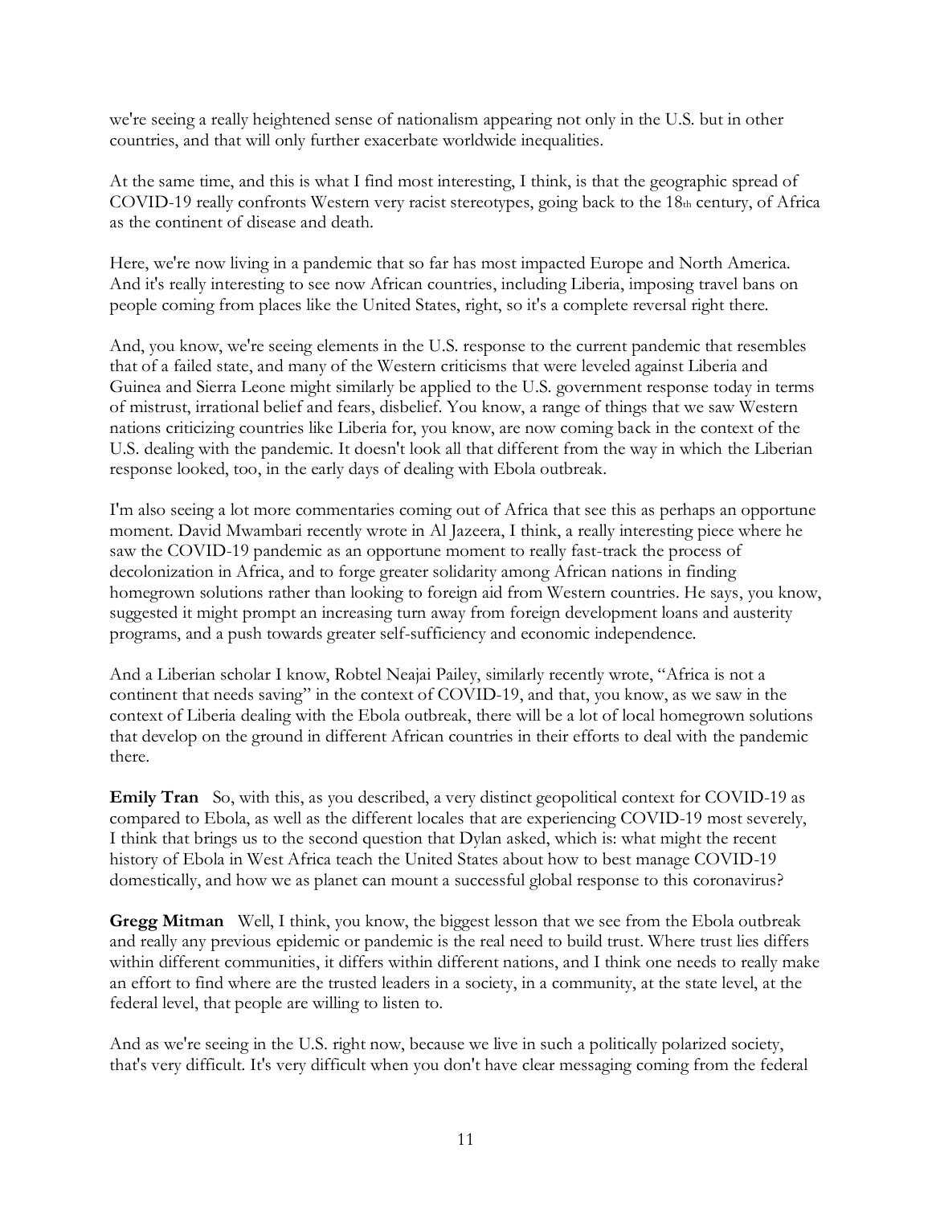we're seeing a really heightened sense of nationalism appearing not only in the U.S. but in other countries, and that will only further exacerbate worldwide inequalities.

At the same time, and this is what I find most interesting, I think, is that the geographic spread of COVID-19 really confronts Western very racist stereotypes, going back to the 18th century, of Africa as the continent of disease and death.

Here, we're now living in a pandemic that so far has most impacted Europe and North America. And it's really interesting to see now African countries, including Liberia, imposing travel bans on people coming from places like the United States, right, so it's a complete reversal right there.

And, you know, we're seeing elements in the U.S. response to the current pandemic that resembles that of a failed state, and many of the Western criticisms that were leveled against Liberia and Guinea and Sierra Leone might similarly be applied to the U.S. government response today in terms of mistrust, irrational belief and fears, disbelief. You know, a range of things that we saw Western nations criticizing countries like Liberia for, you know, are now coming back in the context of the U.S. dealing with the pandemic. It doesn't look all that different from the way in which the Liberian response looked, too, in the early days of dealing with Ebola outbreak.

I'm also seeing a lot more commentaries coming out of Africa that see this as perhaps an opportune moment. David Mwambari recently wrote in Al Jazeera, I think, a really interesting piece where he saw the COVID-19 pandemic as an opportune moment to really fast-track the process of decolonization in Africa, and to forge greater solidarity among African nations in finding homegrown solutions rather than looking to foreign aid from Western countries. He says, you know, suggested it might prompt an increasing turn away from foreign development loans and austerity programs, and a push towards greater self-sufficiency and economic independence.

And a Liberian scholar I know, Robtel Neajai Pailey, similarly recently wrote, "Africa is not a continent that needs saving" in the context of COVID-19, and that, you know, as we saw in the context of Liberia dealing with the Ebola outbreak, there will be a lot of local homegrown solutions that develop on the ground in different African countries in their efforts to deal with the pandemic there.

**Emily Tran** So, with this, as you described, a very distinct geopolitical context for COVID-19 as compared to Ebola, as well as the different locales that are experiencing COVID-19 most severely, I think that brings us to the second question that Dylan asked, which is: what might the recent history of Ebola in West Africa teach the United States about how to best manage COVID-19 domestically, and how we as planet can mount a successful global response to this coronavirus?

**Gregg Mitman** Well, I think, you know, the biggest lesson that we see from the Ebola outbreak and really any previous epidemic or pandemic is the real need to build trust. Where trust lies differs within different communities, it differs within different nations, and I think one needs to really make an effort to find where are the trusted leaders in a society, in a community, at the state level, at the federal level, that people are willing to listen to.

And as we're seeing in the U.S. right now, because we live in such a politically polarized society, that's very difficult. It's very difficult when you don't have clear messaging coming from the federal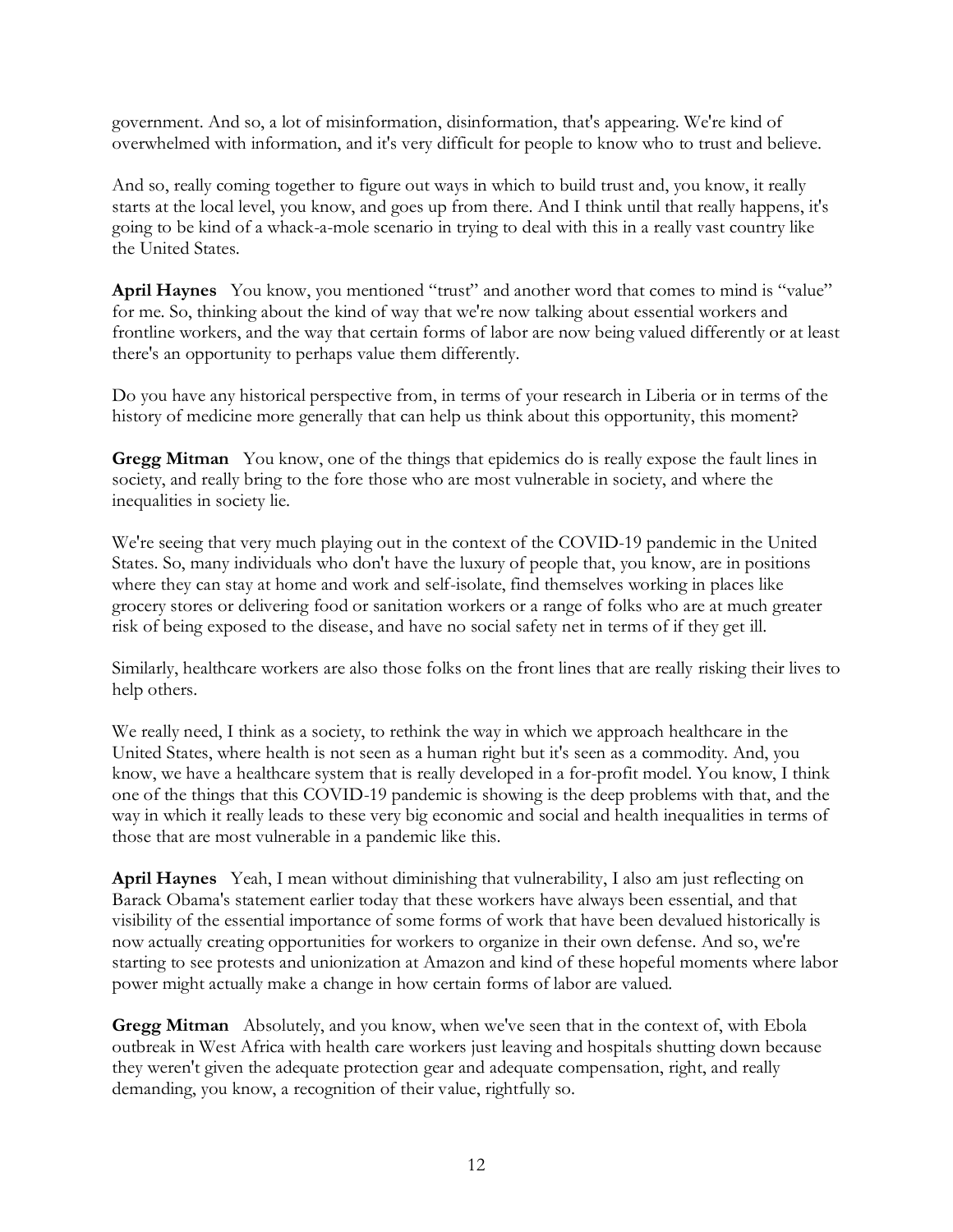government. And so, a lot of misinformation, disinformation, that's appearing. We're kind of overwhelmed with information, and it's very difficult for people to know who to trust and believe.

And so, really coming together to figure out ways in which to build trust and, you know, it really starts at the local level, you know, and goes up from there. And I think until that really happens, it's going to be kind of a whack-a-mole scenario in trying to deal with this in a really vast country like the United States.

**April Haynes** You know, you mentioned "trust" and another word that comes to mind is "value" for me. So, thinking about the kind of way that we're now talking about essential workers and frontline workers, and the way that certain forms of labor are now being valued differently or at least there's an opportunity to perhaps value them differently.

Do you have any historical perspective from, in terms of your research in Liberia or in terms of the history of medicine more generally that can help us think about this opportunity, this moment?

**Gregg Mitman** You know, one of the things that epidemics do is really expose the fault lines in society, and really bring to the fore those who are most vulnerable in society, and where the inequalities in society lie.

We're seeing that very much playing out in the context of the COVID-19 pandemic in the United States. So, many individuals who don't have the luxury of people that, you know, are in positions where they can stay at home and work and self-isolate, find themselves working in places like grocery stores or delivering food or sanitation workers or a range of folks who are at much greater risk of being exposed to the disease, and have no social safety net in terms of if they get ill.

Similarly, healthcare workers are also those folks on the front lines that are really risking their lives to help others.

We really need, I think as a society, to rethink the way in which we approach healthcare in the United States, where health is not seen as a human right but it's seen as a commodity. And, you know, we have a healthcare system that is really developed in a for-profit model. You know, I think one of the things that this COVID-19 pandemic is showing is the deep problems with that, and the way in which it really leads to these very big economic and social and health inequalities in terms of those that are most vulnerable in a pandemic like this.

**April Haynes** Yeah, I mean without diminishing that vulnerability, I also am just reflecting on Barack Obama's statement earlier today that these workers have always been essential, and that visibility of the essential importance of some forms of work that have been devalued historically is now actually creating opportunities for workers to organize in their own defense. And so, we're starting to see protests and unionization at Amazon and kind of these hopeful moments where labor power might actually make a change in how certain forms of labor are valued.

**Gregg Mitman** Absolutely, and you know, when we've seen that in the context of, with Ebola outbreak in West Africa with health care workers just leaving and hospitals shutting down because they weren't given the adequate protection gear and adequate compensation, right, and really demanding, you know, a recognition of their value, rightfully so.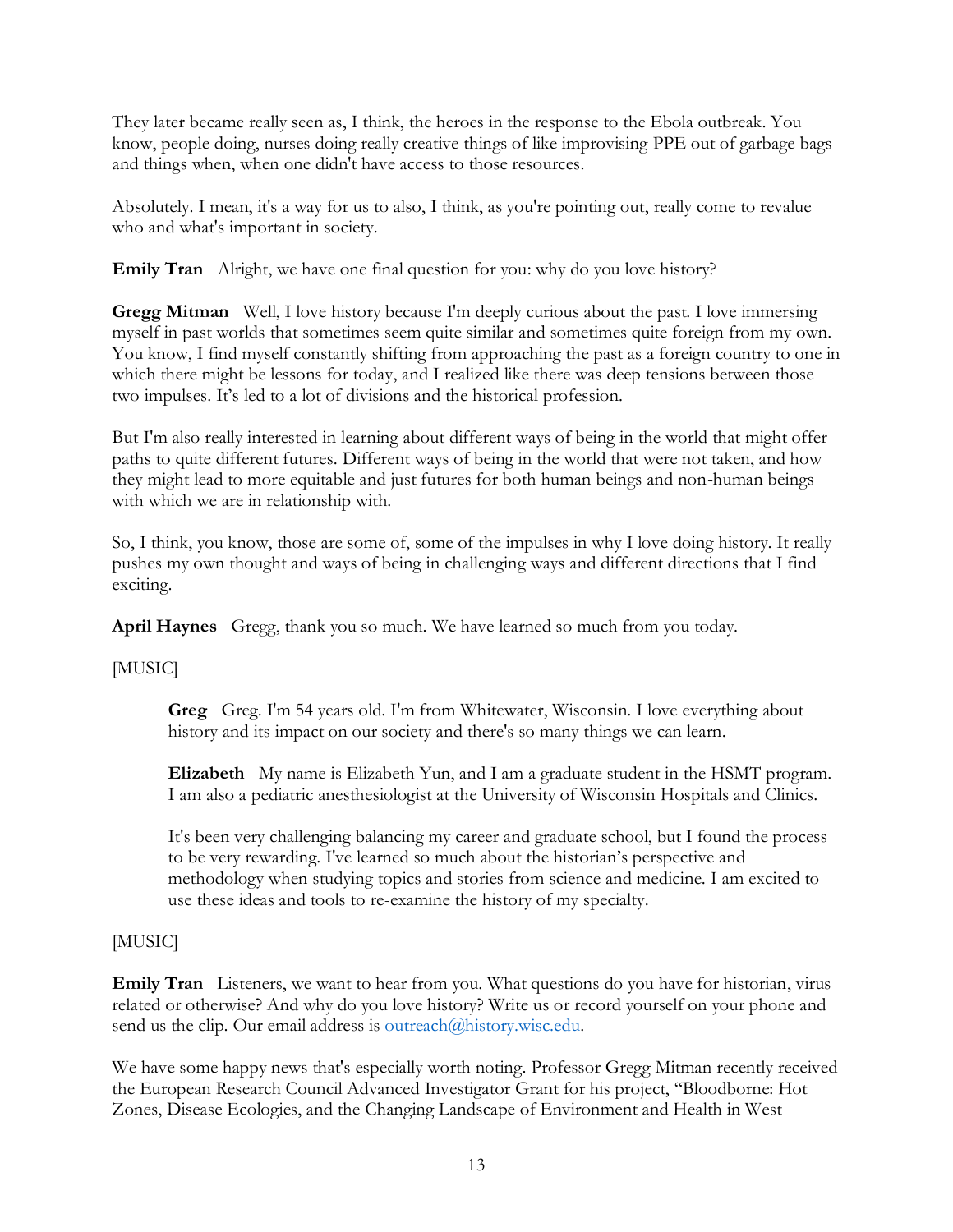They later became really seen as, I think, the heroes in the response to the Ebola outbreak. You know, people doing, nurses doing really creative things of like improvising PPE out of garbage bags and things when, when one didn't have access to those resources.

Absolutely. I mean, it's a way for us to also, I think, as you're pointing out, really come to revalue who and what's important in society.

**Emily Tran** Alright, we have one final question for you: why do you love history?

**Gregg Mitman** Well, I love history because I'm deeply curious about the past. I love immersing myself in past worlds that sometimes seem quite similar and sometimes quite foreign from my own. You know, I find myself constantly shifting from approaching the past as a foreign country to one in which there might be lessons for today, and I realized like there was deep tensions between those two impulses. It's led to a lot of divisions and the historical profession.

But I'm also really interested in learning about different ways of being in the world that might offer paths to quite different futures. Different ways of being in the world that were not taken, and how they might lead to more equitable and just futures for both human beings and non-human beings with which we are in relationship with.

So, I think, you know, those are some of, some of the impulses in why I love doing history. It really pushes my own thought and ways of being in challenging ways and different directions that I find exciting.

**April Haynes** Gregg, thank you so much. We have learned so much from you today.

[MUSIC]

> **Greg** Greg. I'm 54 years old. I'm from Whitewater, Wisconsin. I love everything about history and its impact on our society and there's so many things we can learn.
>
> **Elizabeth** My name is Elizabeth Yun, and I am a graduate student in the HSMT program. I am also a pediatric anesthesiologist at the University of Wisconsin Hospitals and Clinics.
>
> It's been very challenging balancing my career and graduate school, but I found the process to be very rewarding. I've learned so much about the historian's perspective and methodology when studying topics and stories from science and medicine. I am excited to use these ideas and tools to re-examine the history of my specialty.

[MUSIC]

**Emily Tran** Listeners, we want to hear from you. What questions do you have for historian, virus related or otherwise? And why do you love history? Write us or record yourself on your phone and send us the clip. Our email address is outreach@history.wisc.edu.

We have some happy news that's especially worth noting. Professor Gregg Mitman recently received the European Research Council Advanced Investigator Grant for his project, "Bloodborne: Hot Zones, Disease Ecologies, and the Changing Landscape of Environment and Health in West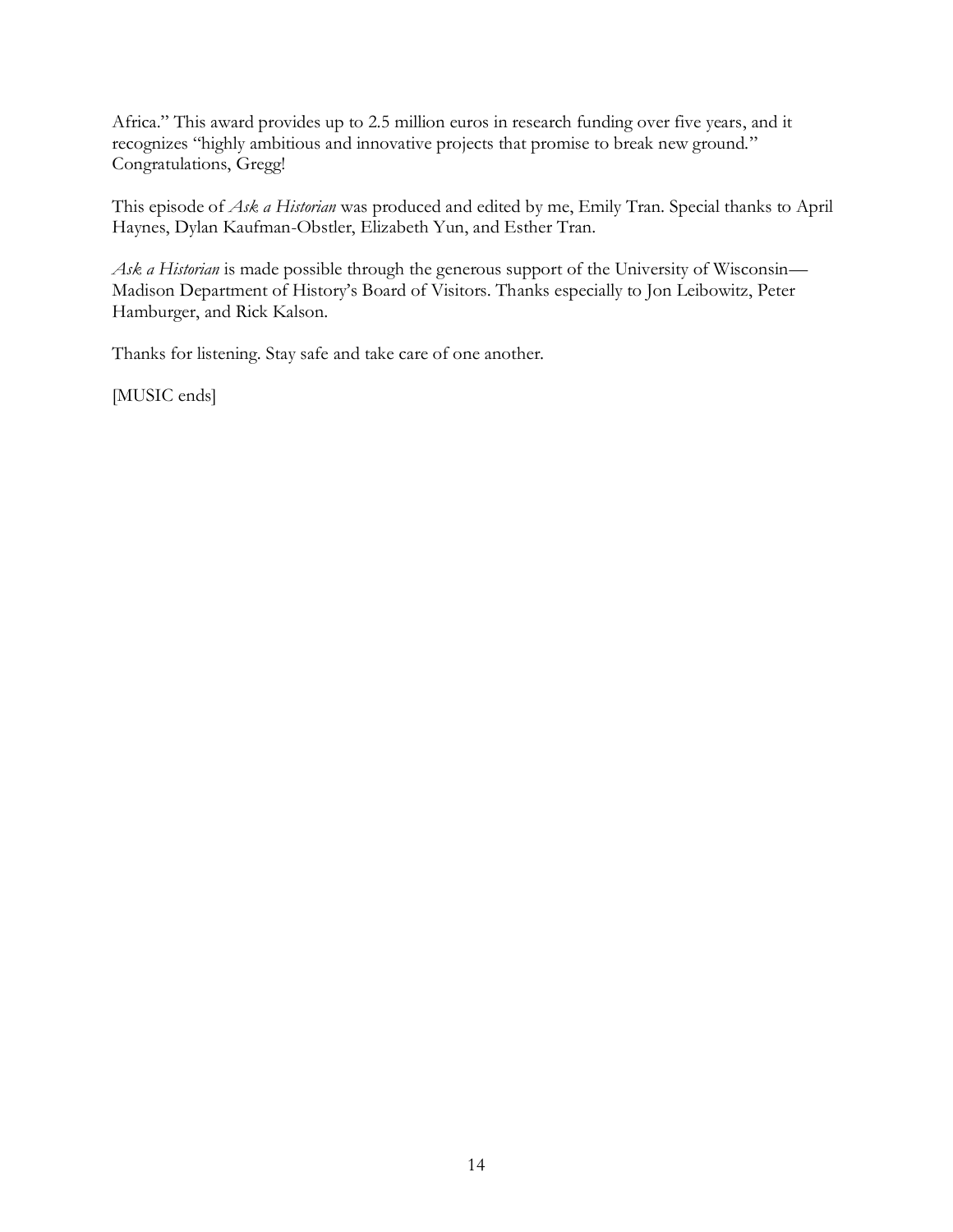Africa." This award provides up to 2.5 million euros in research funding over five years, and it recognizes "highly ambitious and innovative projects that promise to break new ground." Congratulations, Gregg!

This episode of *Ask a Historian* was produced and edited by me, Emily Tran. Special thanks to April Haynes, Dylan Kaufman-Obstler, Elizabeth Yun, and Esther Tran.

*Ask a Historian* is made possible through the generous support of the University of Wisconsin—Madison Department of History's Board of Visitors. Thanks especially to Jon Leibowitz, Peter Hamburger, and Rick Kalson.

Thanks for listening. Stay safe and take care of one another.

[MUSIC ends]